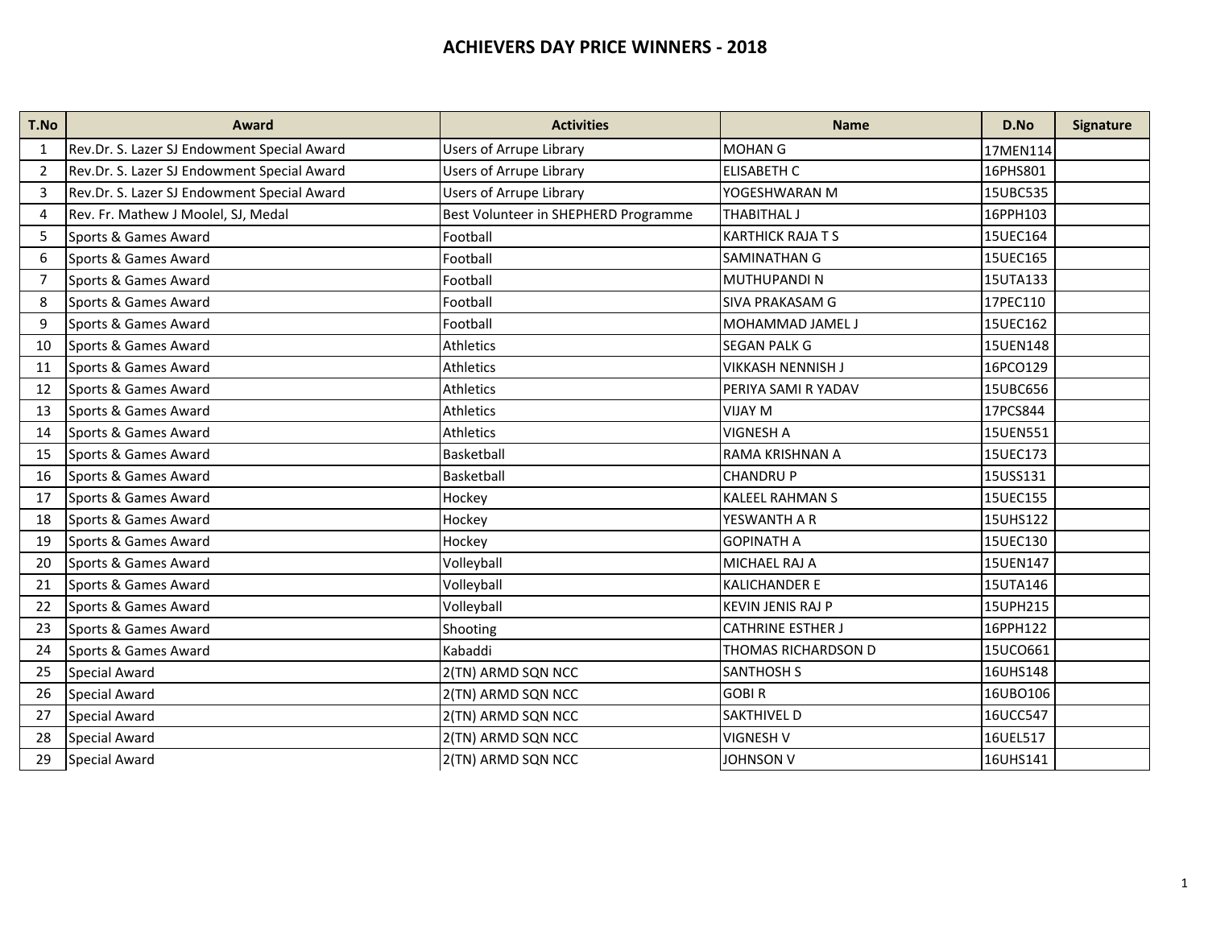# ACHIEVERS DAY PRICE WINNERS - 2018

| T.No | Award | Activities | Name | D.No | Signature |
|---|---|---|---|---|---|
| 1 | Rev.Dr. S. Lazer SJ Endowment Special Award | Users of Arrupe Library | MOHAN G | 17MEN114 | |
| 2 | Rev.Dr. S. Lazer SJ Endowment Special Award | Users of Arrupe Library | ELISABETH C | 16PHS801 | |
| 3 | Rev.Dr. S. Lazer SJ Endowment Special Award | Users of Arrupe Library | YOGESHWARAN M | 15UBC535 | |
| 4 | Rev. Fr. Mathew J Moolel, SJ, Medal | Best Volunteer in SHEPHERD Programme | THABITHAL J | 16PPH103 | |
| 5 | Sports & Games Award | Football | KARTHICK RAJA T S | 15UEC164 | |
| 6 | Sports & Games Award | Football | SAMINATHAN G | 15UEC165 | |
| 7 | Sports & Games Award | Football | MUTHUPANDI N | 15UTA133 | |
| 8 | Sports & Games Award | Football | SIVA PRAKASAM G | 17PEC110 | |
| 9 | Sports & Games Award | Football | MOHAMMAD JAMEL J | 15UEC162 | |
| 10 | Sports & Games Award | Athletics | SEGAN PALK G | 15UEN148 | |
| 11 | Sports & Games Award | Athletics | VIKKASH NENNISH J | 16PCO129 | |
| 12 | Sports & Games Award | Athletics | PERIYA SAMI R YADAV | 15UBC656 | |
| 13 | Sports & Games Award | Athletics | VIJAY M | 17PCS844 | |
| 14 | Sports & Games Award | Athletics | VIGNESH A | 15UEN551 | |
| 15 | Sports & Games Award | Basketball | RAMA KRISHNAN A | 15UEC173 | |
| 16 | Sports & Games Award | Basketball | CHANDRU P | 15USS131 | |
| 17 | Sports & Games Award | Hockey | KALEEL RAHMAN S | 15UEC155 | |
| 18 | Sports & Games Award | Hockey | YESWANTH A R | 15UHS122 | |
| 19 | Sports & Games Award | Hockey | GOPINATH A | 15UEC130 | |
| 20 | Sports & Games Award | Volleyball | MICHAEL RAJ A | 15UEN147 | |
| 21 | Sports & Games Award | Volleyball | KALICHANDER E | 15UTA146 | |
| 22 | Sports & Games Award | Volleyball | KEVIN JENIS RAJ P | 15UPH215 | |
| 23 | Sports & Games Award | Shooting | CATHRINE ESTHER J | 16PPH122 | |
| 24 | Sports & Games Award | Kabaddi | THOMAS RICHARDSON D | 15UCO661 | |
| 25 | Special Award | 2(TN) ARMD SQN NCC | SANTHOSH S | 16UHS148 | |
| 26 | Special Award | 2(TN) ARMD SQN NCC | GOBI R | 16UBO106 | |
| 27 | Special Award | 2(TN) ARMD SQN NCC | SAKTHIVEL D | 16UCC547 | |
| 28 | Special Award | 2(TN) ARMD SQN NCC | VIGNESH V | 16UEL517 | |
| 29 | Special Award | 2(TN) ARMD SQN NCC | JOHNSON V | 16UHS141 | |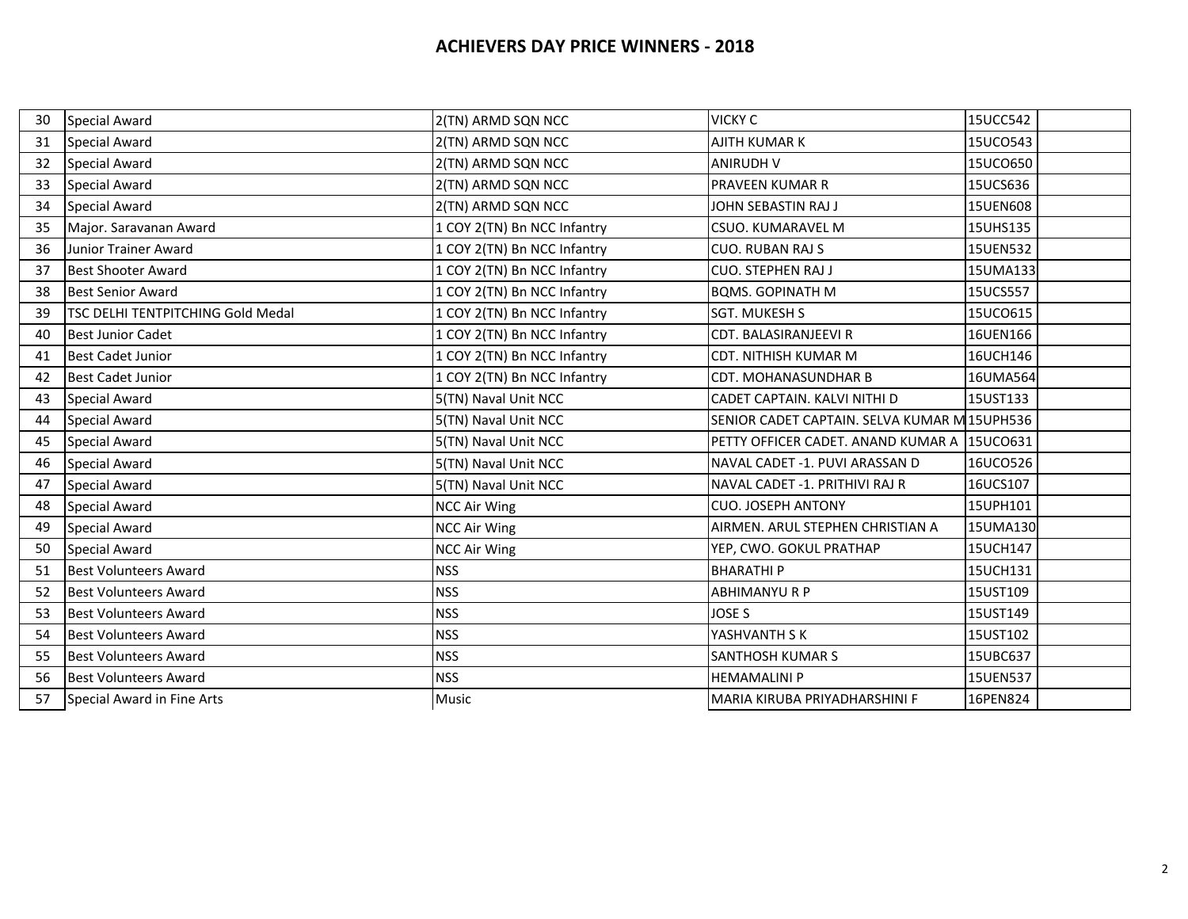# ACHIEVERS DAY PRICE WINNERS - 2018

| | | | | | |
|---|---|---|---|---|---|
| 30 | Special Award | 2(TN) ARMD SQN NCC | VICKY C | 15UCC542 | |
| 31 | Special Award | 2(TN) ARMD SQN NCC | AJITH KUMAR K | 15UCO543 | |
| 32 | Special Award | 2(TN) ARMD SQN NCC | ANIRUDH V | 15UCO650 | |
| 33 | Special Award | 2(TN) ARMD SQN NCC | PRAVEEN KUMAR R | 15UCS636 | |
| 34 | Special Award | 2(TN) ARMD SQN NCC | JOHN SEBASTIN RAJ J | 15UEN608 | |
| 35 | Major. Saravanan Award | 1 COY 2(TN) Bn NCC Infantry | CSUO. KUMARAVEL M | 15UHS135 | |
| 36 | Junior Trainer Award | 1 COY 2(TN) Bn NCC Infantry | CUO. RUBAN RAJ S | 15UEN532 | |
| 37 | Best Shooter Award | 1 COY 2(TN) Bn NCC Infantry | CUO. STEPHEN RAJ J | 15UMA133 | |
| 38 | Best Senior Award | 1 COY 2(TN) Bn NCC Infantry | BQMS. GOPINATH M | 15UCS557 | |
| 39 | TSC DELHI TENTPITCHING Gold Medal | 1 COY 2(TN) Bn NCC Infantry | SGT. MUKESH S | 15UCO615 | |
| 40 | Best Junior Cadet | 1 COY 2(TN) Bn NCC Infantry | CDT. BALASIRANJEEVI R | 16UEN166 | |
| 41 | Best Cadet Junior | 1 COY 2(TN) Bn NCC Infantry | CDT. NITHISH KUMAR M | 16UCH146 | |
| 42 | Best Cadet Junior | 1 COY 2(TN) Bn NCC Infantry | CDT. MOHANASUNDHAR B | 16UMA564 | |
| 43 | Special Award | 5(TN) Naval Unit NCC | CADET CAPTAIN. KALVI NITHI D | 15UST133 | |
| 44 | Special Award | 5(TN) Naval Unit NCC | SENIOR CADET CAPTAIN. SELVA KUMAR M | 15UPH536 | |
| 45 | Special Award | 5(TN) Naval Unit NCC | PETTY OFFICER CADET. ANAND KUMAR A | 15UCO631 | |
| 46 | Special Award | 5(TN) Naval Unit NCC | NAVAL CADET -1. PUVI ARASSAN D | 16UCO526 | |
| 47 | Special Award | 5(TN) Naval Unit NCC | NAVAL CADET -1. PRITHIVI RAJ R | 16UCS107 | |
| 48 | Special Award | NCC Air Wing | CUO. JOSEPH ANTONY | 15UPH101 | |
| 49 | Special Award | NCC Air Wing | AIRMEN. ARUL STEPHEN CHRISTIAN A | 15UMA130 | |
| 50 | Special Award | NCC Air Wing | YEP, CWO. GOKUL PRATHAP | 15UCH147 | |
| 51 | Best Volunteers Award | NSS | BHARATHI P | 15UCH131 | |
| 52 | Best Volunteers Award | NSS | ABHIMANYU R P | 15UST109 | |
| 53 | Best Volunteers Award | NSS | JOSE S | 15UST149 | |
| 54 | Best Volunteers Award | NSS | YASHVANTH S K | 15UST102 | |
| 55 | Best Volunteers Award | NSS | SANTHOSH KUMAR S | 15UBC637 | |
| 56 | Best Volunteers Award | NSS | HEMAMALINI P | 15UEN537 | |
| 57 | Special Award in Fine Arts | Music | MARIA KIRUBA PRIYADHARSHINI F | 16PEN824 | |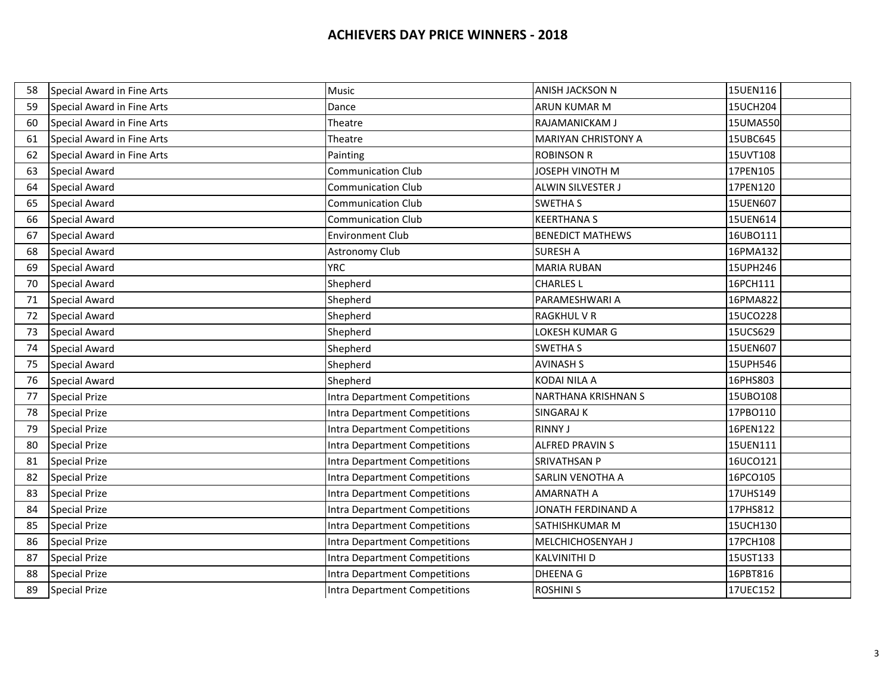# ACHIEVERS DAY PRICE WINNERS - 2018

| | | | | | |
|---|---|---|---|---|---|
| 58 | Special Award in Fine Arts | Music | ANISH JACKSON N | 15UEN116 | |
| 59 | Special Award in Fine Arts | Dance | ARUN KUMAR M | 15UCH204 | |
| 60 | Special Award in Fine Arts | Theatre | RAJAMANICKAM J | 15UMA550 | |
| 61 | Special Award in Fine Arts | Theatre | MARIYAN CHRISTONY A | 15UBC645 | |
| 62 | Special Award in Fine Arts | Painting | ROBINSON R | 15UVT108 | |
| 63 | Special Award | Communication Club | JOSEPH VINOTH M | 17PEN105 | |
| 64 | Special Award | Communication Club | ALWIN SILVESTER J | 17PEN120 | |
| 65 | Special Award | Communication Club | SWETHA S | 15UEN607 | |
| 66 | Special Award | Communication Club | KEERTHANA S | 15UEN614 | |
| 67 | Special Award | Environment Club | BENEDICT MATHEWS | 16UBO111 | |
| 68 | Special Award | Astronomy Club | SURESH A | 16PMA132 | |
| 69 | Special Award | YRC | MARIA RUBAN | 15UPH246 | |
| 70 | Special Award | Shepherd | CHARLES L | 16PCH111 | |
| 71 | Special Award | Shepherd | PARAMESHWARI A | 16PMA822 | |
| 72 | Special Award | Shepherd | RAGKHUL V R | 15UCO228 | |
| 73 | Special Award | Shepherd | LOKESH KUMAR G | 15UCS629 | |
| 74 | Special Award | Shepherd | SWETHA S | 15UEN607 | |
| 75 | Special Award | Shepherd | AVINASH S | 15UPH546 | |
| 76 | Special Award | Shepherd | KODAI NILA A | 16PHS803 | |
| 77 | Special Prize | Intra Department Competitions | NARTHANA KRISHNAN S | 15UBO108 | |
| 78 | Special Prize | Intra Department Competitions | SINGARAJ K | 17PBO110 | |
| 79 | Special Prize | Intra Department Competitions | RINNY J | 16PEN122 | |
| 80 | Special Prize | Intra Department Competitions | ALFRED PRAVIN S | 15UEN111 | |
| 81 | Special Prize | Intra Department Competitions | SRIVATHSAN P | 16UCO121 | |
| 82 | Special Prize | Intra Department Competitions | SARLIN VENOTHA A | 16PCO105 | |
| 83 | Special Prize | Intra Department Competitions | AMARNATH A | 17UHS149 | |
| 84 | Special Prize | Intra Department Competitions | JONATH FERDINAND A | 17PHS812 | |
| 85 | Special Prize | Intra Department Competitions | SATHISHKUMAR M | 15UCH130 | |
| 86 | Special Prize | Intra Department Competitions | MELCHICHOSENYAH J | 17PCH108 | |
| 87 | Special Prize | Intra Department Competitions | KALVINITHI D | 15UST133 | |
| 88 | Special Prize | Intra Department Competitions | DHEENA G | 16PBT816 | |
| 89 | Special Prize | Intra Department Competitions | ROSHINI S | 17UEC152 | |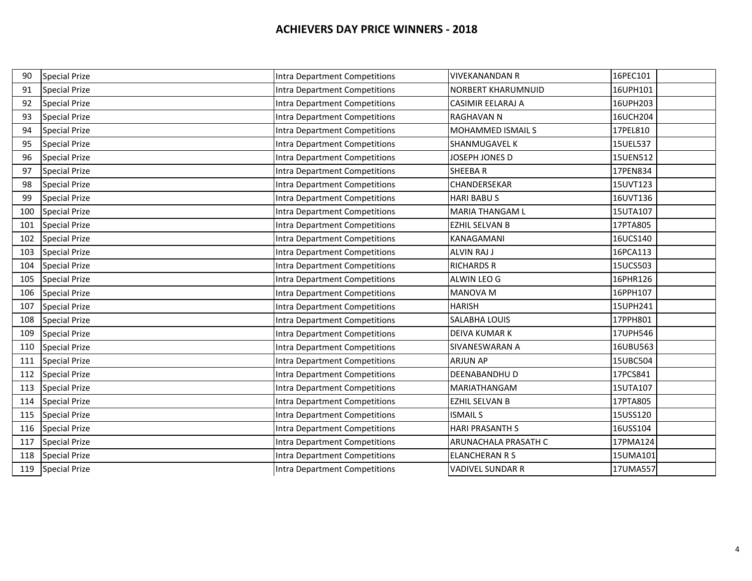## ACHIEVERS DAY PRICE WINNERS - 2018

| | | | | | |
|---|---|---|---|---|---|
| 90 | Special Prize | Intra Department Competitions | VIVEKANANDAN R | 16PEC101 | |
| 91 | Special Prize | Intra Department Competitions | NORBERT KHARUMNUID | 16UPH101 | |
| 92 | Special Prize | Intra Department Competitions | CASIMIR EELARAJ A | 16UPH203 | |
| 93 | Special Prize | Intra Department Competitions | RAGHAVAN N | 16UCH204 | |
| 94 | Special Prize | Intra Department Competitions | MOHAMMED ISMAIL S | 17PEL810 | |
| 95 | Special Prize | Intra Department Competitions | SHANMUGAVEL K | 15UEL537 | |
| 96 | Special Prize | Intra Department Competitions | JOSEPH JONES D | 15UEN512 | |
| 97 | Special Prize | Intra Department Competitions | SHEEBA R | 17PEN834 | |
| 98 | Special Prize | Intra Department Competitions | CHANDERSEKAR | 15UVT123 | |
| 99 | Special Prize | Intra Department Competitions | HARI BABU S | 16UVT136 | |
| 100 | Special Prize | Intra Department Competitions | MARIA THANGAM L | 15UTA107 | |
| 101 | Special Prize | Intra Department Competitions | EZHIL SELVAN B | 17PTA805 | |
| 102 | Special Prize | Intra Department Competitions | KANAGAMANI | 16UCS140 | |
| 103 | Special Prize | Intra Department Competitions | ALVIN RAJ J | 16PCA113 | |
| 104 | Special Prize | Intra Department Competitions | RICHARDS R | 15UCS503 | |
| 105 | Special Prize | Intra Department Competitions | ALWIN LEO G | 16PHR126 | |
| 106 | Special Prize | Intra Department Competitions | MANOVA M | 16PPH107 | |
| 107 | Special Prize | Intra Department Competitions | HARISH | 15UPH241 | |
| 108 | Special Prize | Intra Department Competitions | SALABHA LOUIS | 17PPH801 | |
| 109 | Special Prize | Intra Department Competitions | DEIVA KUMAR K | 17UPH546 | |
| 110 | Special Prize | Intra Department Competitions | SIVANESWARAN A | 16UBU563 | |
| 111 | Special Prize | Intra Department Competitions | ARJUN AP | 15UBC504 | |
| 112 | Special Prize | Intra Department Competitions | DEENABANDHU D | 17PCS841 | |
| 113 | Special Prize | Intra Department Competitions | MARIATHANGAM | 15UTA107 | |
| 114 | Special Prize | Intra Department Competitions | EZHIL SELVAN B | 17PTA805 | |
| 115 | Special Prize | Intra Department Competitions | ISMAIL S | 15USS120 | |
| 116 | Special Prize | Intra Department Competitions | HARI PRASANTH S | 16USS104 | |
| 117 | Special Prize | Intra Department Competitions | ARUNACHALA PRASATH C | 17PMA124 | |
| 118 | Special Prize | Intra Department Competitions | ELANCHERAN R S | 15UMA101 | |
| 119 | Special Prize | Intra Department Competitions | VADIVEL SUNDAR R | 17UMA557 | |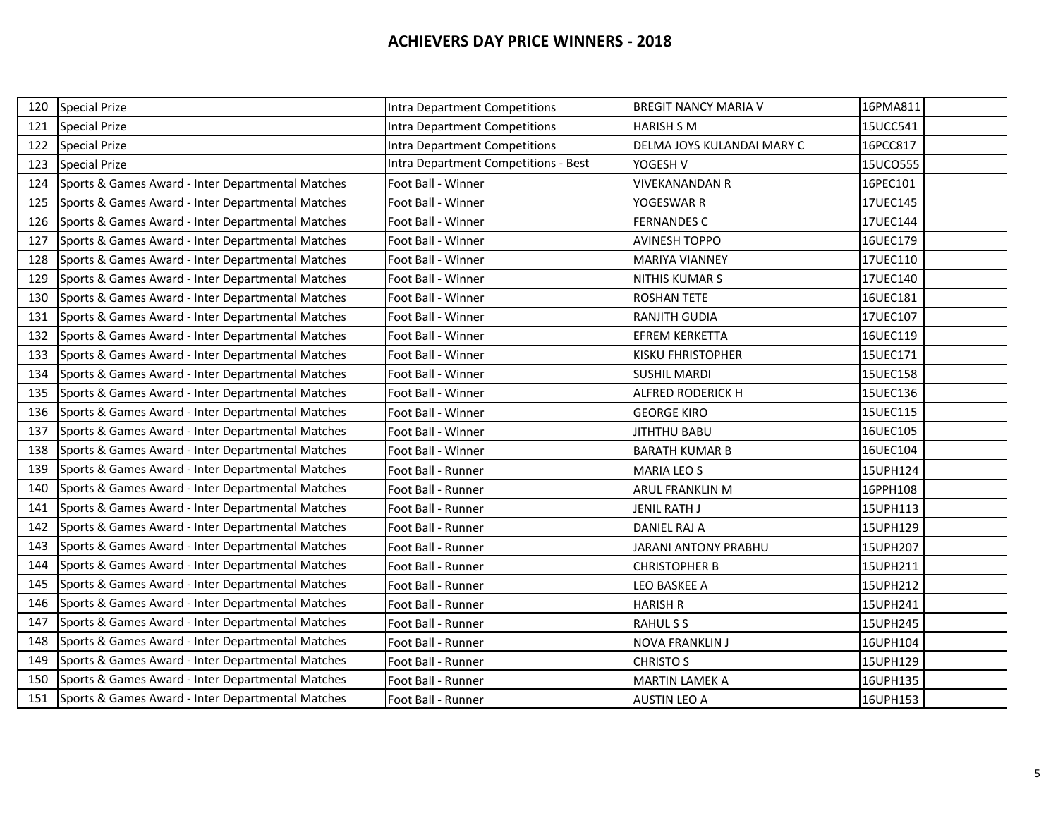## ACHIEVERS DAY PRICE WINNERS - 2018

| | | | | | |
|---|---|---|---|---|---|
| 120 | Special Prize | Intra Department Competitions | BREGIT NANCY MARIA V | 16PMA811 | |
| 121 | Special Prize | Intra Department Competitions | HARISH S M | 15UCC541 | |
| 122 | Special Prize | Intra Department Competitions | DELMA JOYS KULANDAI MARY C | 16PCC817 | |
| 123 | Special Prize | Intra Department Competitions - Best | YOGESH V | 15UCO555 | |
| 124 | Sports & Games Award - Inter Departmental Matches | Foot Ball - Winner | VIVEKANANDAN R | 16PEC101 | |
| 125 | Sports & Games Award - Inter Departmental Matches | Foot Ball - Winner | YOGESWAR R | 17UEC145 | |
| 126 | Sports & Games Award - Inter Departmental Matches | Foot Ball - Winner | FERNANDES C | 17UEC144 | |
| 127 | Sports & Games Award - Inter Departmental Matches | Foot Ball - Winner | AVINESH TOPPO | 16UEC179 | |
| 128 | Sports & Games Award - Inter Departmental Matches | Foot Ball - Winner | MARIYA VIANNEY | 17UEC110 | |
| 129 | Sports & Games Award - Inter Departmental Matches | Foot Ball - Winner | NITHIS KUMAR S | 17UEC140 | |
| 130 | Sports & Games Award - Inter Departmental Matches | Foot Ball - Winner | ROSHAN TETE | 16UEC181 | |
| 131 | Sports & Games Award - Inter Departmental Matches | Foot Ball - Winner | RANJITH GUDIA | 17UEC107 | |
| 132 | Sports & Games Award - Inter Departmental Matches | Foot Ball - Winner | EFREM KERKETTA | 16UEC119 | |
| 133 | Sports & Games Award - Inter Departmental Matches | Foot Ball - Winner | KISKU FHRISTOPHER | 15UEC171 | |
| 134 | Sports & Games Award - Inter Departmental Matches | Foot Ball - Winner | SUSHIL MARDI | 15UEC158 | |
| 135 | Sports & Games Award - Inter Departmental Matches | Foot Ball - Winner | ALFRED RODERICK H | 15UEC136 | |
| 136 | Sports & Games Award - Inter Departmental Matches | Foot Ball - Winner | GEORGE KIRO | 15UEC115 | |
| 137 | Sports & Games Award - Inter Departmental Matches | Foot Ball - Winner | JITHTHU BABU | 16UEC105 | |
| 138 | Sports & Games Award - Inter Departmental Matches | Foot Ball - Winner | BARATH KUMAR B | 16UEC104 | |
| 139 | Sports & Games Award - Inter Departmental Matches | Foot Ball - Runner | MARIA LEO S | 15UPH124 | |
| 140 | Sports & Games Award - Inter Departmental Matches | Foot Ball - Runner | ARUL FRANKLIN M | 16PPH108 | |
| 141 | Sports & Games Award - Inter Departmental Matches | Foot Ball - Runner | JENIL RATH J | 15UPH113 | |
| 142 | Sports & Games Award - Inter Departmental Matches | Foot Ball - Runner | DANIEL RAJ A | 15UPH129 | |
| 143 | Sports & Games Award - Inter Departmental Matches | Foot Ball - Runner | JARANI ANTONY PRABHU | 15UPH207 | |
| 144 | Sports & Games Award - Inter Departmental Matches | Foot Ball - Runner | CHRISTOPHER B | 15UPH211 | |
| 145 | Sports & Games Award - Inter Departmental Matches | Foot Ball - Runner | LEO BASKEE A | 15UPH212 | |
| 146 | Sports & Games Award - Inter Departmental Matches | Foot Ball - Runner | HARISH R | 15UPH241 | |
| 147 | Sports & Games Award - Inter Departmental Matches | Foot Ball - Runner | RAHUL S S | 15UPH245 | |
| 148 | Sports & Games Award - Inter Departmental Matches | Foot Ball - Runner | NOVA FRANKLIN J | 16UPH104 | |
| 149 | Sports & Games Award - Inter Departmental Matches | Foot Ball - Runner | CHRISTO S | 15UPH129 | |
| 150 | Sports & Games Award - Inter Departmental Matches | Foot Ball - Runner | MARTIN LAMEK A | 16UPH135 | |
| 151 | Sports & Games Award - Inter Departmental Matches | Foot Ball - Runner | AUSTIN LEO A | 16UPH153 | |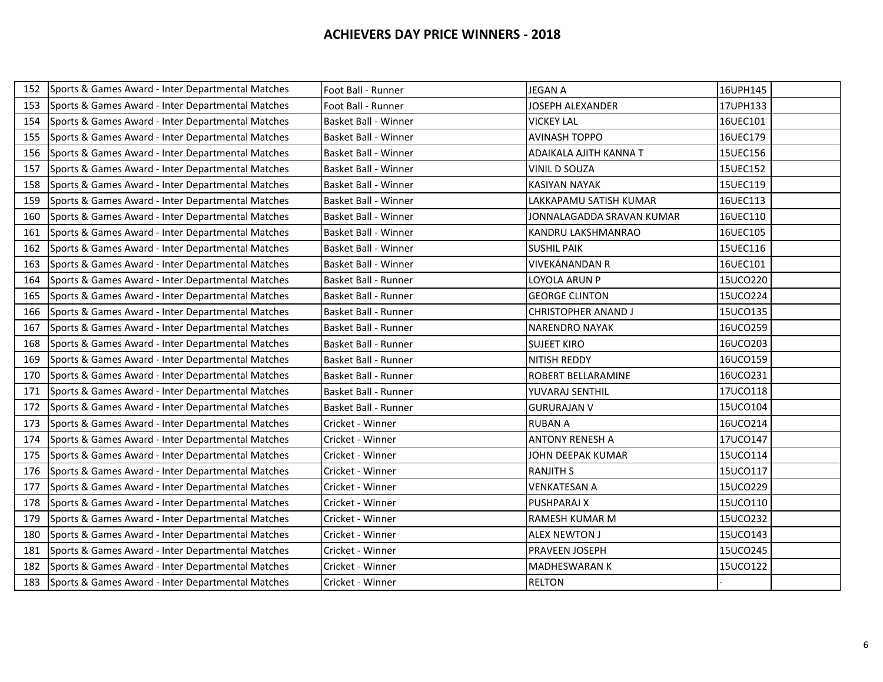## ACHIEVERS DAY PRICE WINNERS - 2018

| | | | | | |
|---|---|---|---|---|---|
| 152 | Sports & Games Award - Inter Departmental Matches | Foot Ball - Runner | JEGAN A | 16UPH145 | |
| 153 | Sports & Games Award - Inter Departmental Matches | Foot Ball - Runner | JOSEPH ALEXANDER | 17UPH133 | |
| 154 | Sports & Games Award - Inter Departmental Matches | Basket Ball - Winner | VICKEY LAL | 16UEC101 | |
| 155 | Sports & Games Award - Inter Departmental Matches | Basket Ball - Winner | AVINASH TOPPO | 16UEC179 | |
| 156 | Sports & Games Award - Inter Departmental Matches | Basket Ball - Winner | ADAIKALA AJITH KANNA T | 15UEC156 | |
| 157 | Sports & Games Award - Inter Departmental Matches | Basket Ball - Winner | VINIL D SOUZA | 15UEC152 | |
| 158 | Sports & Games Award - Inter Departmental Matches | Basket Ball - Winner | KASIYAN NAYAK | 15UEC119 | |
| 159 | Sports & Games Award - Inter Departmental Matches | Basket Ball - Winner | LAKKAPAMU SATISH KUMAR | 16UEC113 | |
| 160 | Sports & Games Award - Inter Departmental Matches | Basket Ball - Winner | JONNALAGADDA SRAVAN KUMAR | 16UEC110 | |
| 161 | Sports & Games Award - Inter Departmental Matches | Basket Ball - Winner | KANDRU LAKSHMANRAO | 16UEC105 | |
| 162 | Sports & Games Award - Inter Departmental Matches | Basket Ball - Winner | SUSHIL PAIK | 15UEC116 | |
| 163 | Sports & Games Award - Inter Departmental Matches | Basket Ball - Winner | VIVEKANANDAN R | 16UEC101 | |
| 164 | Sports & Games Award - Inter Departmental Matches | Basket Ball - Runner | LOYOLA ARUN P | 15UCO220 | |
| 165 | Sports & Games Award - Inter Departmental Matches | Basket Ball - Runner | GEORGE CLINTON | 15UCO224 | |
| 166 | Sports & Games Award - Inter Departmental Matches | Basket Ball - Runner | CHRISTOPHER ANAND J | 15UCO135 | |
| 167 | Sports & Games Award - Inter Departmental Matches | Basket Ball - Runner | NARENDRO NAYAK | 16UCO259 | |
| 168 | Sports & Games Award - Inter Departmental Matches | Basket Ball - Runner | SUJEET KIRO | 16UCO203 | |
| 169 | Sports & Games Award - Inter Departmental Matches | Basket Ball - Runner | NITISH REDDY | 16UCO159 | |
| 170 | Sports & Games Award - Inter Departmental Matches | Basket Ball - Runner | ROBERT BELLARAMINE | 16UCO231 | |
| 171 | Sports & Games Award - Inter Departmental Matches | Basket Ball - Runner | YUVARAJ SENTHIL | 17UCO118 | |
| 172 | Sports & Games Award - Inter Departmental Matches | Basket Ball - Runner | GURURAJAN V | 15UCO104 | |
| 173 | Sports & Games Award - Inter Departmental Matches | Cricket - Winner | RUBAN A | 16UCO214 | |
| 174 | Sports & Games Award - Inter Departmental Matches | Cricket - Winner | ANTONY RENESH A | 17UCO147 | |
| 175 | Sports & Games Award - Inter Departmental Matches | Cricket - Winner | JOHN DEEPAK KUMAR | 15UCO114 | |
| 176 | Sports & Games Award - Inter Departmental Matches | Cricket - Winner | RANJITH S | 15UCO117 | |
| 177 | Sports & Games Award - Inter Departmental Matches | Cricket - Winner | VENKATESAN A | 15UCO229 | |
| 178 | Sports & Games Award - Inter Departmental Matches | Cricket - Winner | PUSHPARAJ X | 15UCO110 | |
| 179 | Sports & Games Award - Inter Departmental Matches | Cricket - Winner | RAMESH KUMAR M | 15UCO232 | |
| 180 | Sports & Games Award - Inter Departmental Matches | Cricket - Winner | ALEX NEWTON J | 15UCO143 | |
| 181 | Sports & Games Award - Inter Departmental Matches | Cricket - Winner | PRAVEEN JOSEPH | 15UCO245 | |
| 182 | Sports & Games Award - Inter Departmental Matches | Cricket - Winner | MADHESWARAN K | 15UCO122 | |
| 183 | Sports & Games Award - Inter Departmental Matches | Cricket - Winner | RELTON | - | |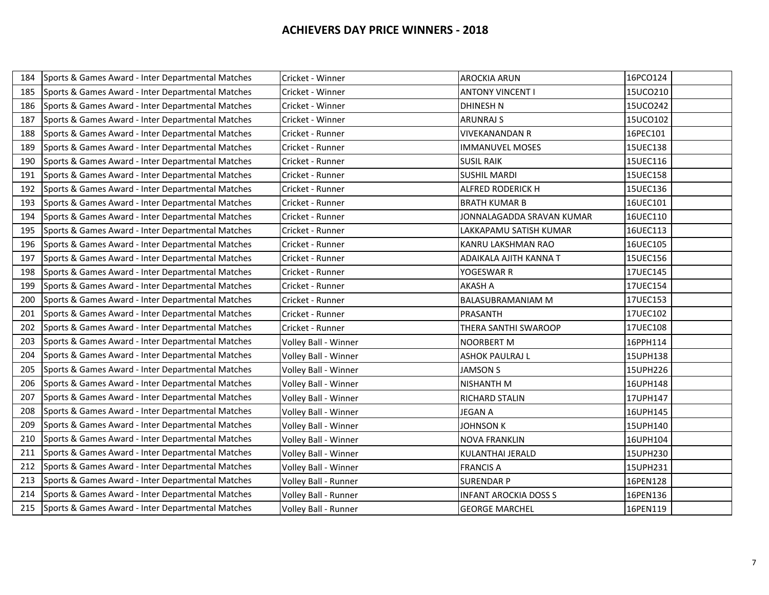## ACHIEVERS DAY PRICE WINNERS - 2018

| | | | | | |
|---|---|---|---|---|---|
| 184 | Sports & Games Award - Inter Departmental Matches | Cricket - Winner | AROCKIA ARUN | 16PCO124 | |
| 185 | Sports & Games Award - Inter Departmental Matches | Cricket - Winner | ANTONY VINCENT I | 15UCO210 | |
| 186 | Sports & Games Award - Inter Departmental Matches | Cricket - Winner | DHINESH N | 15UCO242 | |
| 187 | Sports & Games Award - Inter Departmental Matches | Cricket - Winner | ARUNRAJ S | 15UCO102 | |
| 188 | Sports & Games Award - Inter Departmental Matches | Cricket - Runner | VIVEKANANDAN R | 16PEC101 | |
| 189 | Sports & Games Award - Inter Departmental Matches | Cricket - Runner | IMMANUVEL MOSES | 15UEC138 | |
| 190 | Sports & Games Award - Inter Departmental Matches | Cricket - Runner | SUSIL RAIK | 15UEC116 | |
| 191 | Sports & Games Award - Inter Departmental Matches | Cricket - Runner | SUSHIL MARDI | 15UEC158 | |
| 192 | Sports & Games Award - Inter Departmental Matches | Cricket - Runner | ALFRED RODERICK H | 15UEC136 | |
| 193 | Sports & Games Award - Inter Departmental Matches | Cricket - Runner | BRATH KUMAR B | 16UEC101 | |
| 194 | Sports & Games Award - Inter Departmental Matches | Cricket - Runner | JONNALAGADDA SRAVAN KUMAR | 16UEC110 | |
| 195 | Sports & Games Award - Inter Departmental Matches | Cricket - Runner | LAKKAPAMU SATISH KUMAR | 16UEC113 | |
| 196 | Sports & Games Award - Inter Departmental Matches | Cricket - Runner | KANRU LAKSHMAN RAO | 16UEC105 | |
| 197 | Sports & Games Award - Inter Departmental Matches | Cricket - Runner | ADAIKALA AJITH KANNA T | 15UEC156 | |
| 198 | Sports & Games Award - Inter Departmental Matches | Cricket - Runner | YOGESWAR R | 17UEC145 | |
| 199 | Sports & Games Award - Inter Departmental Matches | Cricket - Runner | AKASH A | 17UEC154 | |
| 200 | Sports & Games Award - Inter Departmental Matches | Cricket - Runner | BALASUBRAMANIAM M | 17UEC153 | |
| 201 | Sports & Games Award - Inter Departmental Matches | Cricket - Runner | PRASANTH | 17UEC102 | |
| 202 | Sports & Games Award - Inter Departmental Matches | Cricket - Runner | THERA SANTHI SWAROOP | 17UEC108 | |
| 203 | Sports & Games Award - Inter Departmental Matches | Volley Ball - Winner | NOORBERT M | 16PPH114 | |
| 204 | Sports & Games Award - Inter Departmental Matches | Volley Ball - Winner | ASHOK PAULRAJ L | 15UPH138 | |
| 205 | Sports & Games Award - Inter Departmental Matches | Volley Ball - Winner | JAMSON S | 15UPH226 | |
| 206 | Sports & Games Award - Inter Departmental Matches | Volley Ball - Winner | NISHANTH M | 16UPH148 | |
| 207 | Sports & Games Award - Inter Departmental Matches | Volley Ball - Winner | RICHARD STALIN | 17UPH147 | |
| 208 | Sports & Games Award - Inter Departmental Matches | Volley Ball - Winner | JEGAN A | 16UPH145 | |
| 209 | Sports & Games Award - Inter Departmental Matches | Volley Ball - Winner | JOHNSON K | 15UPH140 | |
| 210 | Sports & Games Award - Inter Departmental Matches | Volley Ball - Winner | NOVA FRANKLIN | 16UPH104 | |
| 211 | Sports & Games Award - Inter Departmental Matches | Volley Ball - Winner | KULANTHAI JERALD | 15UPH230 | |
| 212 | Sports & Games Award - Inter Departmental Matches | Volley Ball - Winner | FRANCIS A | 15UPH231 | |
| 213 | Sports & Games Award - Inter Departmental Matches | Volley Ball - Runner | SURENDAR P | 16PEN128 | |
| 214 | Sports & Games Award - Inter Departmental Matches | Volley Ball - Runner | INFANT AROCKIA DOSS S | 16PEN136 | |
| 215 | Sports & Games Award - Inter Departmental Matches | Volley Ball - Runner | GEORGE MARCHEL | 16PEN119 | |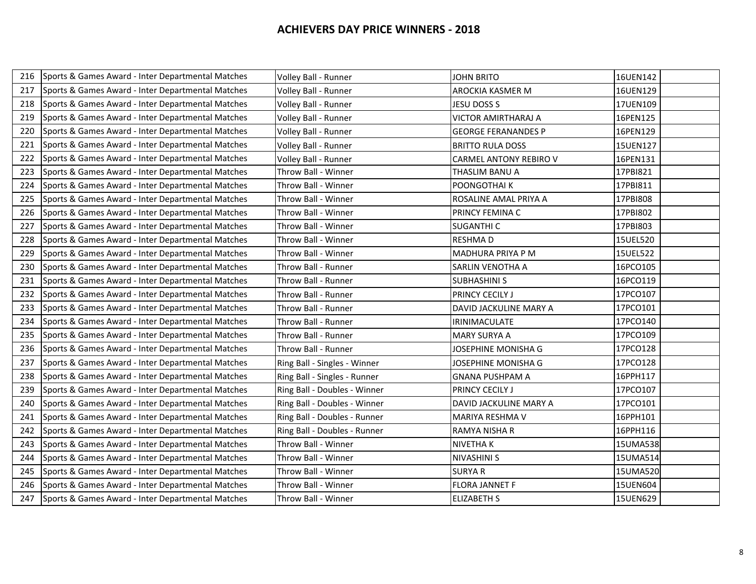## ACHIEVERS DAY PRICE WINNERS - 2018

| | | | | | |
|---|---|---|---|---|---|
| 216 | Sports & Games Award - Inter Departmental Matches | Volley Ball - Runner | JOHN BRITO | 16UEN142 | |
| 217 | Sports & Games Award - Inter Departmental Matches | Volley Ball - Runner | AROCKIA KASMER M | 16UEN129 | |
| 218 | Sports & Games Award - Inter Departmental Matches | Volley Ball - Runner | JESU DOSS S | 17UEN109 | |
| 219 | Sports & Games Award - Inter Departmental Matches | Volley Ball - Runner | VICTOR AMIRTHARAJ A | 16PEN125 | |
| 220 | Sports & Games Award - Inter Departmental Matches | Volley Ball - Runner | GEORGE FERANANDES P | 16PEN129 | |
| 221 | Sports & Games Award - Inter Departmental Matches | Volley Ball - Runner | BRITTO RULA DOSS | 15UEN127 | |
| 222 | Sports & Games Award - Inter Departmental Matches | Volley Ball - Runner | CARMEL ANTONY REBIRO V | 16PEN131 | |
| 223 | Sports & Games Award - Inter Departmental Matches | Throw Ball - Winner | THASLIM BANU A | 17PBI821 | |
| 224 | Sports & Games Award - Inter Departmental Matches | Throw Ball - Winner | POONGOTHAI K | 17PBI811 | |
| 225 | Sports & Games Award - Inter Departmental Matches | Throw Ball - Winner | ROSALINE AMAL PRIYA A | 17PBI808 | |
| 226 | Sports & Games Award - Inter Departmental Matches | Throw Ball - Winner | PRINCY FEMINA C | 17PBI802 | |
| 227 | Sports & Games Award - Inter Departmental Matches | Throw Ball - Winner | SUGANTHI C | 17PBI803 | |
| 228 | Sports & Games Award - Inter Departmental Matches | Throw Ball - Winner | RESHMA D | 15UEL520 | |
| 229 | Sports & Games Award - Inter Departmental Matches | Throw Ball - Winner | MADHURA PRIYA P M | 15UEL522 | |
| 230 | Sports & Games Award - Inter Departmental Matches | Throw Ball - Runner | SARLIN VENOTHA A | 16PCO105 | |
| 231 | Sports & Games Award - Inter Departmental Matches | Throw Ball - Runner | SUBHASHINI S | 16PCO119 | |
| 232 | Sports & Games Award - Inter Departmental Matches | Throw Ball - Runner | PRINCY CECILY J | 17PCO107 | |
| 233 | Sports & Games Award - Inter Departmental Matches | Throw Ball - Runner | DAVID JACKULINE MARY A | 17PCO101 | |
| 234 | Sports & Games Award - Inter Departmental Matches | Throw Ball - Runner | IRINIMACULATE | 17PCO140 | |
| 235 | Sports & Games Award - Inter Departmental Matches | Throw Ball - Runner | MARY SURYA A | 17PCO109 | |
| 236 | Sports & Games Award - Inter Departmental Matches | Throw Ball - Runner | JOSEPHINE MONISHA G | 17PCO128 | |
| 237 | Sports & Games Award - Inter Departmental Matches | Ring Ball - Singles - Winner | JOSEPHINE MONISHA G | 17PCO128 | |
| 238 | Sports & Games Award - Inter Departmental Matches | Ring Ball - Singles - Runner | GNANA PUSHPAM A | 16PPH117 | |
| 239 | Sports & Games Award - Inter Departmental Matches | Ring Ball - Doubles - Winner | PRINCY CECILY J | 17PCO107 | |
| 240 | Sports & Games Award - Inter Departmental Matches | Ring Ball - Doubles - Winner | DAVID JACKULINE MARY A | 17PCO101 | |
| 241 | Sports & Games Award - Inter Departmental Matches | Ring Ball - Doubles - Runner | MARIYA RESHMA V | 16PPH101 | |
| 242 | Sports & Games Award - Inter Departmental Matches | Ring Ball - Doubles - Runner | RAMYA NISHA R | 16PPH116 | |
| 243 | Sports & Games Award - Inter Departmental Matches | Throw Ball - Winner | NIVETHA K | 15UMA538 | |
| 244 | Sports & Games Award - Inter Departmental Matches | Throw Ball - Winner | NIVASHINI S | 15UMA514 | |
| 245 | Sports & Games Award - Inter Departmental Matches | Throw Ball - Winner | SURYA R | 15UMA520 | |
| 246 | Sports & Games Award - Inter Departmental Matches | Throw Ball - Winner | FLORA JANNET F | 15UEN604 | |
| 247 | Sports & Games Award - Inter Departmental Matches | Throw Ball - Winner | ELIZABETH S | 15UEN629 | |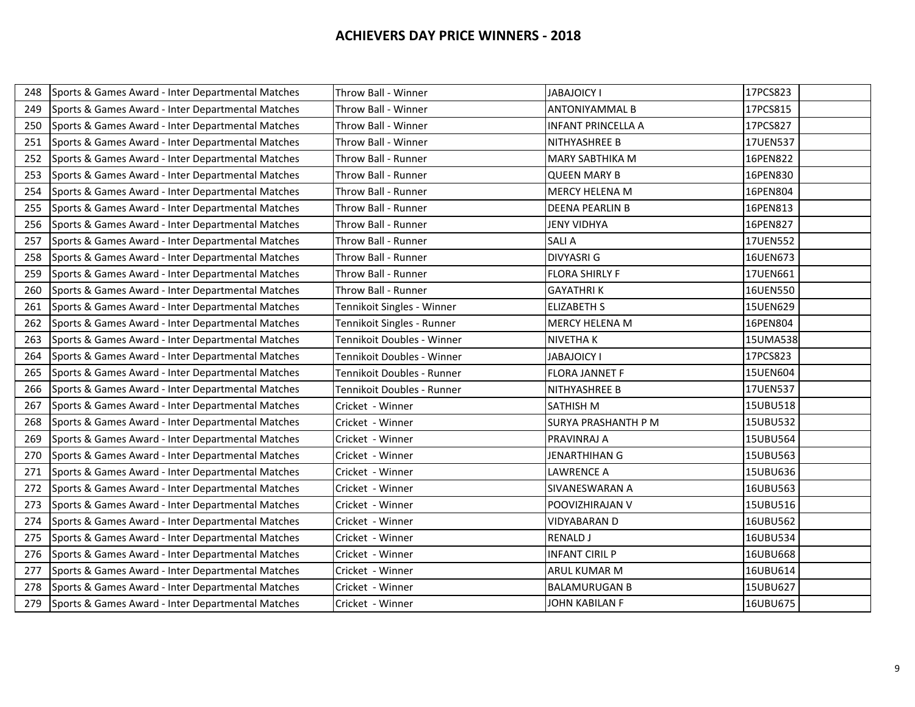## ACHIEVERS DAY PRICE WINNERS - 2018

| | | | | | |
|---|---|---|---|---|---|
| 248 | Sports & Games Award - Inter Departmental Matches | Throw Ball - Winner | JABAJOICY I | 17PCS823 | |
| 249 | Sports & Games Award - Inter Departmental Matches | Throw Ball - Winner | ANTONIYAMMAL B | 17PCS815 | |
| 250 | Sports & Games Award - Inter Departmental Matches | Throw Ball - Winner | INFANT PRINCELLA A | 17PCS827 | |
| 251 | Sports & Games Award - Inter Departmental Matches | Throw Ball - Winner | NITHYASHREE B | 17UEN537 | |
| 252 | Sports & Games Award - Inter Departmental Matches | Throw Ball - Runner | MARY SABTHIKA M | 16PEN822 | |
| 253 | Sports & Games Award - Inter Departmental Matches | Throw Ball - Runner | QUEEN MARY B | 16PEN830 | |
| 254 | Sports & Games Award - Inter Departmental Matches | Throw Ball - Runner | MERCY HELENA M | 16PEN804 | |
| 255 | Sports & Games Award - Inter Departmental Matches | Throw Ball - Runner | DEENA PEARLIN B | 16PEN813 | |
| 256 | Sports & Games Award - Inter Departmental Matches | Throw Ball - Runner | JENY VIDHYA | 16PEN827 | |
| 257 | Sports & Games Award - Inter Departmental Matches | Throw Ball - Runner | SALI A | 17UEN552 | |
| 258 | Sports & Games Award - Inter Departmental Matches | Throw Ball - Runner | DIVYASRI G | 16UEN673 | |
| 259 | Sports & Games Award - Inter Departmental Matches | Throw Ball - Runner | FLORA SHIRLY F | 17UEN661 | |
| 260 | Sports & Games Award - Inter Departmental Matches | Throw Ball - Runner | GAYATHRI K | 16UEN550 | |
| 261 | Sports & Games Award - Inter Departmental Matches | Tennikoit Singles - Winner | ELIZABETH S | 15UEN629 | |
| 262 | Sports & Games Award - Inter Departmental Matches | Tennikoit Singles - Runner | MERCY HELENA M | 16PEN804 | |
| 263 | Sports & Games Award - Inter Departmental Matches | Tennikoit Doubles - Winner | NIVETHA K | 15UMA538 | |
| 264 | Sports & Games Award - Inter Departmental Matches | Tennikoit Doubles - Winner | JABAJOICY I | 17PCS823 | |
| 265 | Sports & Games Award - Inter Departmental Matches | Tennikoit Doubles - Runner | FLORA JANNET F | 15UEN604 | |
| 266 | Sports & Games Award - Inter Departmental Matches | Tennikoit Doubles - Runner | NITHYASHREE B | 17UEN537 | |
| 267 | Sports & Games Award - Inter Departmental Matches | Cricket - Winner | SATHISH M | 15UBU518 | |
| 268 | Sports & Games Award - Inter Departmental Matches | Cricket - Winner | SURYA PRASHANTH P M | 15UBU532 | |
| 269 | Sports & Games Award - Inter Departmental Matches | Cricket - Winner | PRAVINRAJ A | 15UBU564 | |
| 270 | Sports & Games Award - Inter Departmental Matches | Cricket - Winner | JENARTHIHAN G | 15UBU563 | |
| 271 | Sports & Games Award - Inter Departmental Matches | Cricket - Winner | LAWRENCE A | 15UBU636 | |
| 272 | Sports & Games Award - Inter Departmental Matches | Cricket - Winner | SIVANESWARAN A | 16UBU563 | |
| 273 | Sports & Games Award - Inter Departmental Matches | Cricket - Winner | POOVIZHIRAJAN V | 15UBU516 | |
| 274 | Sports & Games Award - Inter Departmental Matches | Cricket - Winner | VIDYABARAN D | 16UBU562 | |
| 275 | Sports & Games Award - Inter Departmental Matches | Cricket - Winner | RENALD J | 16UBU534 | |
| 276 | Sports & Games Award - Inter Departmental Matches | Cricket - Winner | INFANT CIRIL P | 16UBU668 | |
| 277 | Sports & Games Award - Inter Departmental Matches | Cricket - Winner | ARUL KUMAR M | 16UBU614 | |
| 278 | Sports & Games Award - Inter Departmental Matches | Cricket - Winner | BALAMURUGAN B | 15UBU627 | |
| 279 | Sports & Games Award - Inter Departmental Matches | Cricket - Winner | JOHN KABILAN F | 16UBU675 | |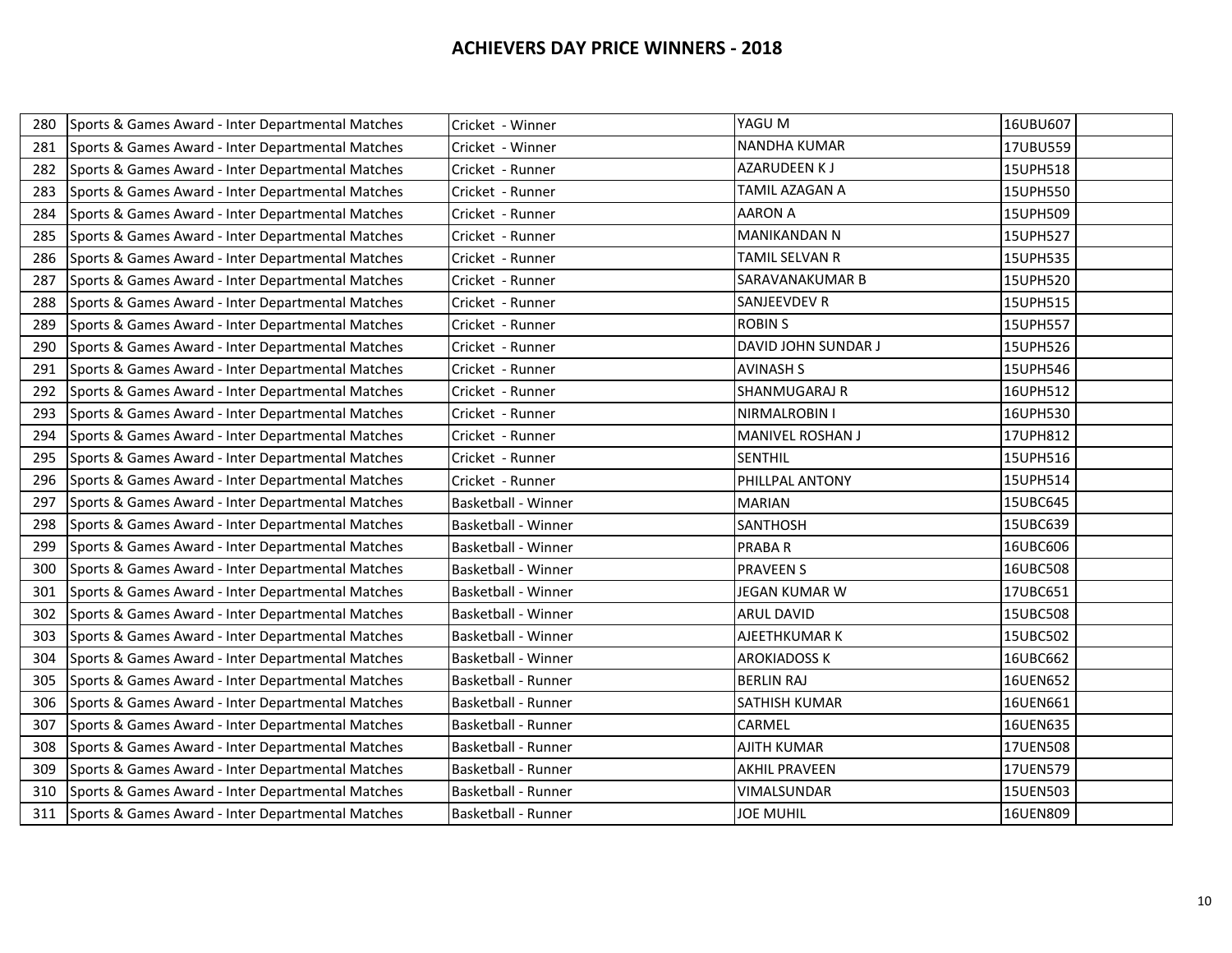## ACHIEVERS DAY PRICE WINNERS - 2018

| | | | | | |
|---|---|---|---|---|---|
| 280 | Sports & Games Award - Inter Departmental Matches | Cricket - Winner | YAGU M | 16UBU607 | |
| 281 | Sports & Games Award - Inter Departmental Matches | Cricket - Winner | NANDHA KUMAR | 17UBU559 | |
| 282 | Sports & Games Award - Inter Departmental Matches | Cricket - Runner | AZARUDEEN K J | 15UPH518 | |
| 283 | Sports & Games Award - Inter Departmental Matches | Cricket - Runner | TAMIL AZAGAN A | 15UPH550 | |
| 284 | Sports & Games Award - Inter Departmental Matches | Cricket - Runner | AARON A | 15UPH509 | |
| 285 | Sports & Games Award - Inter Departmental Matches | Cricket - Runner | MANIKANDAN N | 15UPH527 | |
| 286 | Sports & Games Award - Inter Departmental Matches | Cricket - Runner | TAMIL SELVAN R | 15UPH535 | |
| 287 | Sports & Games Award - Inter Departmental Matches | Cricket - Runner | SARAVANAKUMAR B | 15UPH520 | |
| 288 | Sports & Games Award - Inter Departmental Matches | Cricket - Runner | SANJEEVDEV R | 15UPH515 | |
| 289 | Sports & Games Award - Inter Departmental Matches | Cricket - Runner | ROBIN S | 15UPH557 | |
| 290 | Sports & Games Award - Inter Departmental Matches | Cricket - Runner | DAVID JOHN SUNDAR J | 15UPH526 | |
| 291 | Sports & Games Award - Inter Departmental Matches | Cricket - Runner | AVINASH S | 15UPH546 | |
| 292 | Sports & Games Award - Inter Departmental Matches | Cricket - Runner | SHANMUGARAJ R | 16UPH512 | |
| 293 | Sports & Games Award - Inter Departmental Matches | Cricket - Runner | NIRMALROBIN I | 16UPH530 | |
| 294 | Sports & Games Award - Inter Departmental Matches | Cricket - Runner | MANIVEL ROSHAN J | 17UPH812 | |
| 295 | Sports & Games Award - Inter Departmental Matches | Cricket - Runner | SENTHIL | 15UPH516 | |
| 296 | Sports & Games Award - Inter Departmental Matches | Cricket - Runner | PHILLPAL ANTONY | 15UPH514 | |
| 297 | Sports & Games Award - Inter Departmental Matches | Basketball - Winner | MARIAN | 15UBC645 | |
| 298 | Sports & Games Award - Inter Departmental Matches | Basketball - Winner | SANTHOSH | 15UBC639 | |
| 299 | Sports & Games Award - Inter Departmental Matches | Basketball - Winner | PRABA R | 16UBC606 | |
| 300 | Sports & Games Award - Inter Departmental Matches | Basketball - Winner | PRAVEEN S | 16UBC508 | |
| 301 | Sports & Games Award - Inter Departmental Matches | Basketball - Winner | JEGAN KUMAR W | 17UBC651 | |
| 302 | Sports & Games Award - Inter Departmental Matches | Basketball - Winner | ARUL DAVID | 15UBC508 | |
| 303 | Sports & Games Award - Inter Departmental Matches | Basketball - Winner | AJEETHKUMAR K | 15UBC502 | |
| 304 | Sports & Games Award - Inter Departmental Matches | Basketball - Winner | AROKIADOSS K | 16UBC662 | |
| 305 | Sports & Games Award - Inter Departmental Matches | Basketball - Runner | BERLIN RAJ | 16UEN652 | |
| 306 | Sports & Games Award - Inter Departmental Matches | Basketball - Runner | SATHISH KUMAR | 16UEN661 | |
| 307 | Sports & Games Award - Inter Departmental Matches | Basketball - Runner | CARMEL | 16UEN635 | |
| 308 | Sports & Games Award - Inter Departmental Matches | Basketball - Runner | AJITH KUMAR | 17UEN508 | |
| 309 | Sports & Games Award - Inter Departmental Matches | Basketball - Runner | AKHIL PRAVEEN | 17UEN579 | |
| 310 | Sports & Games Award - Inter Departmental Matches | Basketball - Runner | VIMALSUNDAR | 15UEN503 | |
| 311 | Sports & Games Award - Inter Departmental Matches | Basketball - Runner | JOE MUHIL | 16UEN809 | |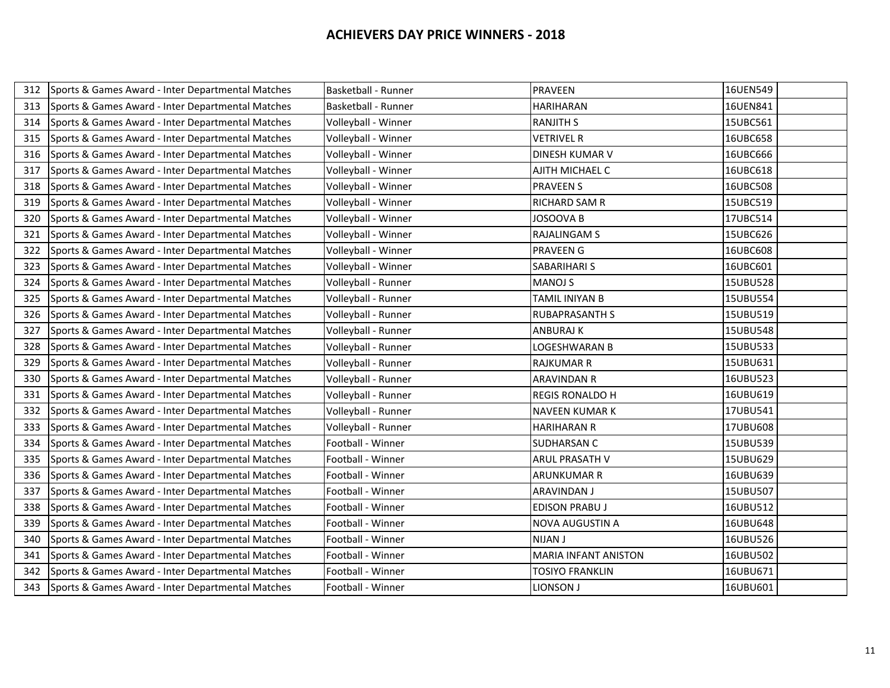# ACHIEVERS DAY PRICE WINNERS - 2018

| | | | | | |
|---|---|---|---|---|---|
| 312 | Sports & Games Award - Inter Departmental Matches | Basketball - Runner | PRAVEEN | 16UEN549 | |
| 313 | Sports & Games Award - Inter Departmental Matches | Basketball - Runner | HARIHARAN | 16UEN841 | |
| 314 | Sports & Games Award - Inter Departmental Matches | Volleyball - Winner | RANJITH S | 15UBC561 | |
| 315 | Sports & Games Award - Inter Departmental Matches | Volleyball - Winner | VETRIVEL R | 16UBC658 | |
| 316 | Sports & Games Award - Inter Departmental Matches | Volleyball - Winner | DINESH KUMAR V | 16UBC666 | |
| 317 | Sports & Games Award - Inter Departmental Matches | Volleyball - Winner | AJITH MICHAEL C | 16UBC618 | |
| 318 | Sports & Games Award - Inter Departmental Matches | Volleyball - Winner | PRAVEEN S | 16UBC508 | |
| 319 | Sports & Games Award - Inter Departmental Matches | Volleyball - Winner | RICHARD SAM R | 15UBC519 | |
| 320 | Sports & Games Award - Inter Departmental Matches | Volleyball - Winner | JOSOOVA B | 17UBC514 | |
| 321 | Sports & Games Award - Inter Departmental Matches | Volleyball - Winner | RAJALINGAM S | 15UBC626 | |
| 322 | Sports & Games Award - Inter Departmental Matches | Volleyball - Winner | PRAVEEN G | 16UBC608 | |
| 323 | Sports & Games Award - Inter Departmental Matches | Volleyball - Winner | SABARIHARI S | 16UBC601 | |
| 324 | Sports & Games Award - Inter Departmental Matches | Volleyball - Runner | MANOJ S | 15UBU528 | |
| 325 | Sports & Games Award - Inter Departmental Matches | Volleyball - Runner | TAMIL INIYAN B | 15UBU554 | |
| 326 | Sports & Games Award - Inter Departmental Matches | Volleyball - Runner | RUBAPRASANTH S | 15UBU519 | |
| 327 | Sports & Games Award - Inter Departmental Matches | Volleyball - Runner | ANBURAJ K | 15UBU548 | |
| 328 | Sports & Games Award - Inter Departmental Matches | Volleyball - Runner | LOGESHWARAN B | 15UBU533 | |
| 329 | Sports & Games Award - Inter Departmental Matches | Volleyball - Runner | RAJKUMAR R | 15UBU631 | |
| 330 | Sports & Games Award - Inter Departmental Matches | Volleyball - Runner | ARAVINDAN R | 16UBU523 | |
| 331 | Sports & Games Award - Inter Departmental Matches | Volleyball - Runner | REGIS RONALDO H | 16UBU619 | |
| 332 | Sports & Games Award - Inter Departmental Matches | Volleyball - Runner | NAVEEN KUMAR K | 17UBU541 | |
| 333 | Sports & Games Award - Inter Departmental Matches | Volleyball - Runner | HARIHARAN R | 17UBU608 | |
| 334 | Sports & Games Award - Inter Departmental Matches | Football - Winner | SUDHARSAN C | 15UBU539 | |
| 335 | Sports & Games Award - Inter Departmental Matches | Football - Winner | ARUL PRASATH V | 15UBU629 | |
| 336 | Sports & Games Award - Inter Departmental Matches | Football - Winner | ARUNKUMAR R | 16UBU639 | |
| 337 | Sports & Games Award - Inter Departmental Matches | Football - Winner | ARAVINDAN J | 15UBU507 | |
| 338 | Sports & Games Award - Inter Departmental Matches | Football - Winner | EDISON PRABU J | 16UBU512 | |
| 339 | Sports & Games Award - Inter Departmental Matches | Football - Winner | NOVA AUGUSTIN A | 16UBU648 | |
| 340 | Sports & Games Award - Inter Departmental Matches | Football - Winner | NIJAN J | 16UBU526 | |
| 341 | Sports & Games Award - Inter Departmental Matches | Football - Winner | MARIA INFANT ANISTON | 16UBU502 | |
| 342 | Sports & Games Award - Inter Departmental Matches | Football - Winner | TOSIYO FRANKLIN | 16UBU671 | |
| 343 | Sports & Games Award - Inter Departmental Matches | Football - Winner | LIONSON J | 16UBU601 | |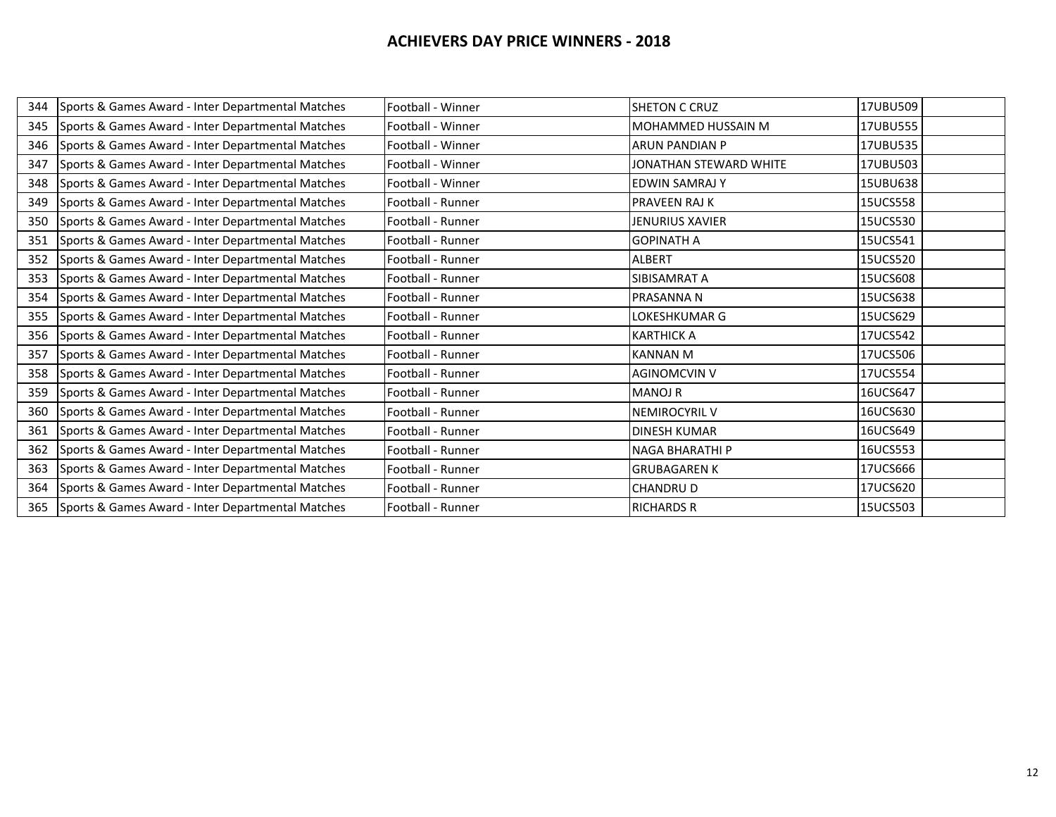# ACHIEVERS DAY PRICE WINNERS - 2018

| | | | | | |
|---|---|---|---|---|---|
| 344 | Sports & Games Award - Inter Departmental Matches | Football - Winner | SHETON C CRUZ | 17UBU509 | |
| 345 | Sports & Games Award - Inter Departmental Matches | Football - Winner | MOHAMMED HUSSAIN M | 17UBU555 | |
| 346 | Sports & Games Award - Inter Departmental Matches | Football - Winner | ARUN PANDIAN P | 17UBU535 | |
| 347 | Sports & Games Award - Inter Departmental Matches | Football - Winner | JONATHAN STEWARD WHITE | 17UBU503 | |
| 348 | Sports & Games Award - Inter Departmental Matches | Football - Winner | EDWIN SAMRAJ Y | 15UBU638 | |
| 349 | Sports & Games Award - Inter Departmental Matches | Football - Runner | PRAVEEN RAJ K | 15UCS558 | |
| 350 | Sports & Games Award - Inter Departmental Matches | Football - Runner | JENURIUS XAVIER | 15UCS530 | |
| 351 | Sports & Games Award - Inter Departmental Matches | Football - Runner | GOPINATH A | 15UCS541 | |
| 352 | Sports & Games Award - Inter Departmental Matches | Football - Runner | ALBERT | 15UCS520 | |
| 353 | Sports & Games Award - Inter Departmental Matches | Football - Runner | SIBISAMRAT A | 15UCS608 | |
| 354 | Sports & Games Award - Inter Departmental Matches | Football - Runner | PRASANNA N | 15UCS638 | |
| 355 | Sports & Games Award - Inter Departmental Matches | Football - Runner | LOKESHKUMAR G | 15UCS629 | |
| 356 | Sports & Games Award - Inter Departmental Matches | Football - Runner | KARTHICK A | 17UCS542 | |
| 357 | Sports & Games Award - Inter Departmental Matches | Football - Runner | KANNAN M | 17UCS506 | |
| 358 | Sports & Games Award - Inter Departmental Matches | Football - Runner | AGINOMCVIN V | 17UCS554 | |
| 359 | Sports & Games Award - Inter Departmental Matches | Football - Runner | MANOJ R | 16UCS647 | |
| 360 | Sports & Games Award - Inter Departmental Matches | Football - Runner | NEMIROCYRIL V | 16UCS630 | |
| 361 | Sports & Games Award - Inter Departmental Matches | Football - Runner | DINESH KUMAR | 16UCS649 | |
| 362 | Sports & Games Award - Inter Departmental Matches | Football - Runner | NAGA BHARATHI P | 16UCS553 | |
| 363 | Sports & Games Award - Inter Departmental Matches | Football - Runner | GRUBAGAREN K | 17UCS666 | |
| 364 | Sports & Games Award - Inter Departmental Matches | Football - Runner | CHANDRU D | 17UCS620 | |
| 365 | Sports & Games Award - Inter Departmental Matches | Football - Runner | RICHARDS R | 15UCS503 | |